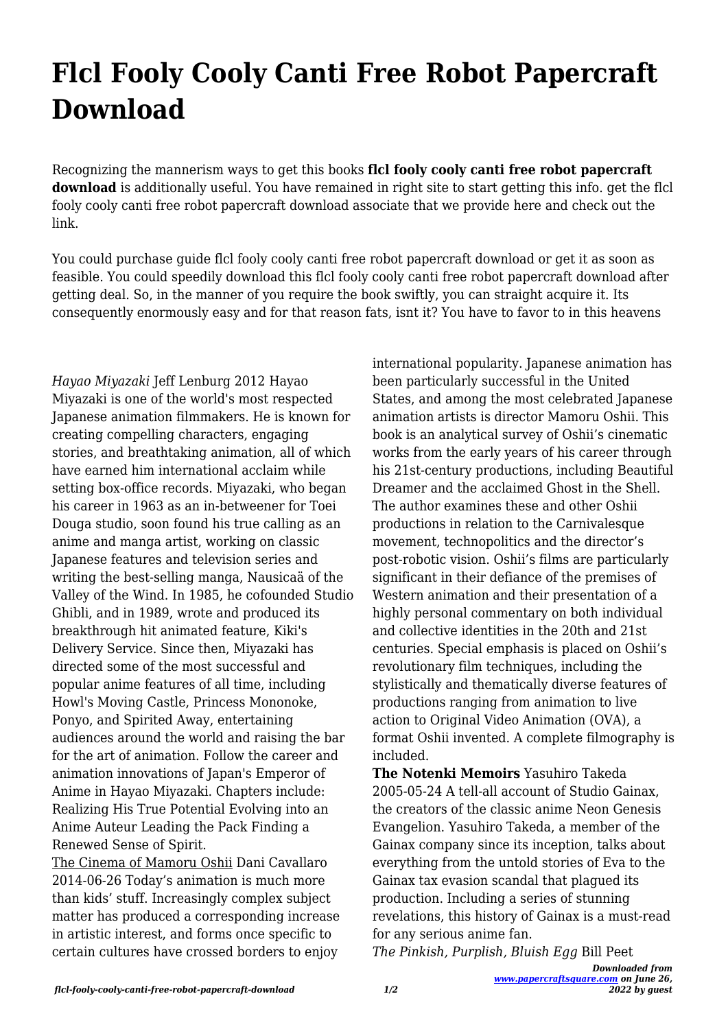# Flcl Fooly Cooly Canti Free Robot Papercraft Download

Recognizing the mannerism ways to get this books **flcl fooly cooly canti free robot papercraft download** is additionally useful. You have remained in right site to start getting this info. get the flcl fooly cooly canti free robot papercraft download associate that we provide here and check out the link.

You could purchase guide flcl fooly cooly canti free robot papercraft download or get it as soon as feasible. You could speedily download this flcl fooly cooly canti free robot papercraft download after getting deal. So, in the manner of you require the book swiftly, you can straight acquire it. Its consequently enormously easy and for that reason fats, isnt it? You have to favor to in this heavens

*Hayao Miyazaki* Jeff Lenburg 2012 Hayao Miyazaki is one of the world's most respected Japanese animation filmmakers. He is known for creating compelling characters, engaging stories, and breathtaking animation, all of which have earned him international acclaim while setting box-office records. Miyazaki, who began his career in 1963 as an in-betweener for Toei Douga studio, soon found his true calling as an anime and manga artist, working on classic Japanese features and television series and writing the best-selling manga, Nausicaä of the Valley of the Wind. In 1985, he cofounded Studio Ghibli, and in 1989, wrote and produced its breakthrough hit animated feature, Kiki's Delivery Service. Since then, Miyazaki has directed some of the most successful and popular anime features of all time, including Howl's Moving Castle, Princess Mononoke, Ponyo, and Spirited Away, entertaining audiences around the world and raising the bar for the art of animation. Follow the career and animation innovations of Japan's Emperor of Anime in Hayao Miyazaki. Chapters include: Realizing His True Potential Evolving into an Anime Auteur Leading the Pack Finding a Renewed Sense of Spirit.

The Cinema of Mamoru Oshii Dani Cavallaro 2014-06-26 Today's animation is much more than kids' stuff. Increasingly complex subject matter has produced a corresponding increase in artistic interest, and forms once specific to certain cultures have crossed borders to enjoy international popularity. Japanese animation has been particularly successful in the United States, and among the most celebrated Japanese animation artists is director Mamoru Oshii. This book is an analytical survey of Oshii's cinematic works from the early years of his career through his 21st-century productions, including Beautiful Dreamer and the acclaimed Ghost in the Shell. The author examines these and other Oshii productions in relation to the Carnivalesque movement, technopolitics and the director's post-robotic vision. Oshii's films are particularly significant in their defiance of the premises of Western animation and their presentation of a highly personal commentary on both individual and collective identities in the 20th and 21st centuries. Special emphasis is placed on Oshii's revolutionary film techniques, including the stylistically and thematically diverse features of productions ranging from animation to live action to Original Video Animation (OVA), a format Oshii invented. A complete filmography is included.

**The Notenki Memoirs** Yasuhiro Takeda 2005-05-24 A tell-all account of Studio Gainax, the creators of the classic anime Neon Genesis Evangelion. Yasuhiro Takeda, a member of the Gainax company since its inception, talks about everything from the untold stories of Eva to the Gainax tax evasion scandal that plagued its production. Including a series of stunning revelations, this history of Gainax is a must-read for any serious anime fan.

*The Pinkish, Purplish, Bluish Egg* Bill Peet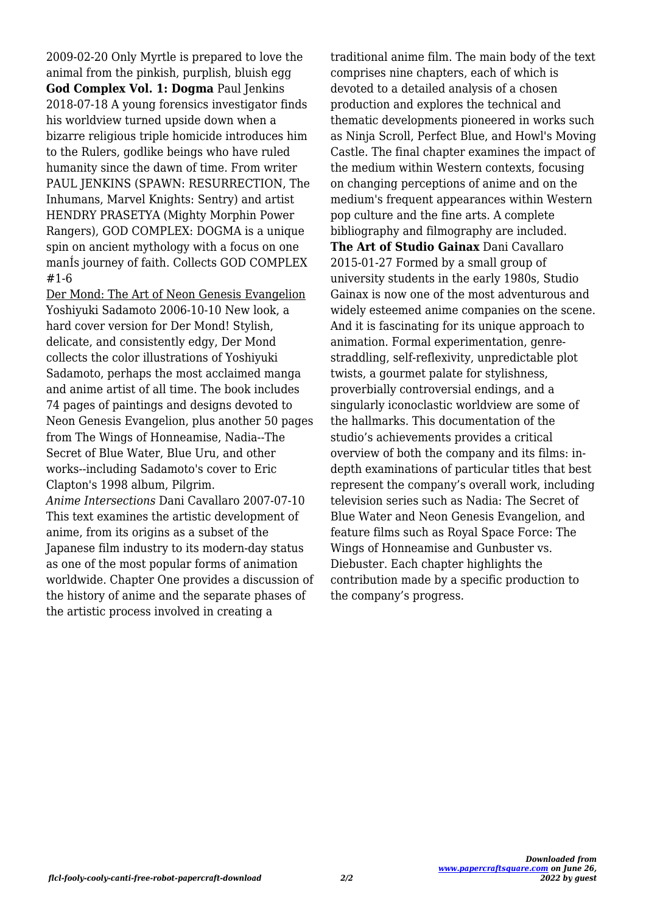2009-02-20 Only Myrtle is prepared to love the animal from the pinkish, purplish, bluish egg

**God Complex Vol. 1: Dogma** Paul Jenkins 2018-07-18 A young forensics investigator finds his worldview turned upside down when a bizarre religious triple homicide introduces him to the Rulers, godlike beings who have ruled humanity since the dawn of time. From writer PAUL JENKINS (SPAWN: RESURRECTION, The Inhumans, Marvel Knights: Sentry) and artist HENDRY PRASETYA (Mighty Morphin Power Rangers), GOD COMPLEX: DOGMA is a unique spin on ancient mythology with a focus on one manÍs journey of faith. Collects GOD COMPLEX #1-6

Der Mond: The Art of Neon Genesis Evangelion Yoshiyuki Sadamoto 2006-10-10 New look, a hard cover version for Der Mond! Stylish, delicate, and consistently edgy, Der Mond collects the color illustrations of Yoshiyuki Sadamoto, perhaps the most acclaimed manga and anime artist of all time. The book includes 74 pages of paintings and designs devoted to Neon Genesis Evangelion, plus another 50 pages from The Wings of Honneamise, Nadia--The Secret of Blue Water, Blue Uru, and other works--including Sadamoto's cover to Eric Clapton's 1998 album, Pilgrim.

*Anime Intersections* Dani Cavallaro 2007-07-10 This text examines the artistic development of anime, from its origins as a subset of the Japanese film industry to its modern-day status as one of the most popular forms of animation worldwide. Chapter One provides a discussion of the history of anime and the separate phases of the artistic process involved in creating a traditional anime film. The main body of the text comprises nine chapters, each of which is devoted to a detailed analysis of a chosen production and explores the technical and thematic developments pioneered in works such as Ninja Scroll, Perfect Blue, and Howl's Moving Castle. The final chapter examines the impact of the medium within Western contexts, focusing on changing perceptions of anime and on the medium's frequent appearances within Western pop culture and the fine arts. A complete bibliography and filmography are included.

**The Art of Studio Gainax** Dani Cavallaro 2015-01-27 Formed by a small group of university students in the early 1980s, Studio Gainax is now one of the most adventurous and widely esteemed anime companies on the scene. And it is fascinating for its unique approach to animation. Formal experimentation, genre-straddling, self-reflexivity, unpredictable plot twists, a gourmet palate for stylishness, proverbially controversial endings, and a singularly iconoclastic worldview are some of the hallmarks. This documentation of the studio's achievements provides a critical overview of both the company and its films: in-depth examinations of particular titles that best represent the company's overall work, including television series such as Nadia: The Secret of Blue Water and Neon Genesis Evangelion, and feature films such as Royal Space Force: The Wings of Honneamise and Gunbuster vs. Diebuster. Each chapter highlights the contribution made by a specific production to the company's progress.